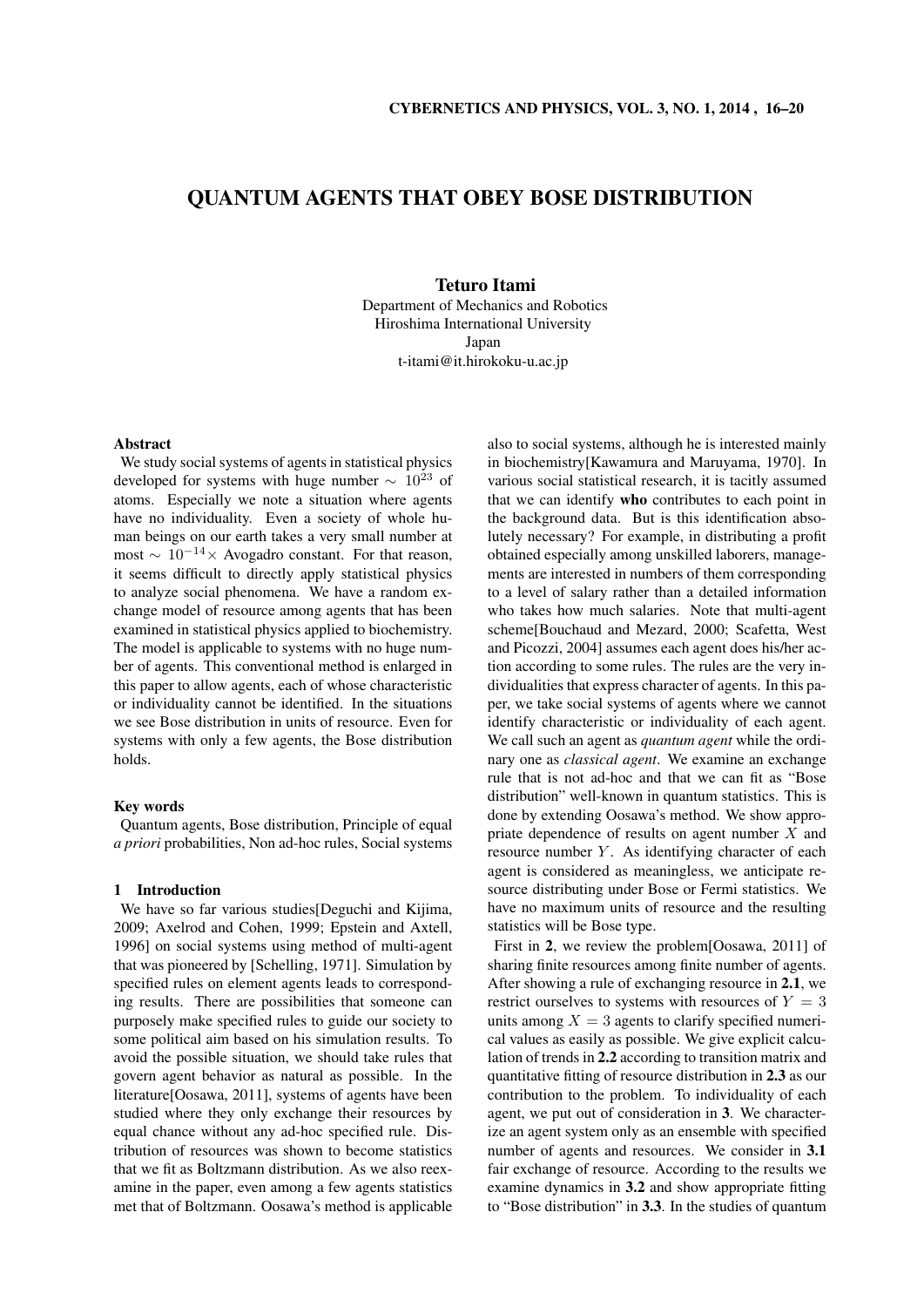# QUANTUM AGENTS THAT OBEY BOSE DISTRIBUTION

**Teturo Itami**
Department of Mechanics and Robotics
Hiroshima International University
Japan
t-itami@it.hirokoku-u.ac.jp

### Abstract

We study social systems of agents in statistical physics developed for systems with huge number $\sim 10^{23}$ of atoms. Especially we note a situation where agents have no individuality. Even a society of whole human beings on our earth takes a very small number at most $\sim 10^{-14}\times$ Avogadro constant. For that reason, it seems difficult to directly apply statistical physics to analyze social phenomena. We have a random exchange model of resource among agents that has been examined in statistical physics applied to biochemistry. The model is applicable to systems with no huge number of agents. This conventional method is enlarged in this paper to allow agents, each of whose characteristic or individuality cannot be identified. In the situations we see Bose distribution in units of resource. Even for systems with only a few agents, the Bose distribution holds.

### Key words

Quantum agents, Bose distribution, Principle of equal *a priori* probabilities, Non ad-hoc rules, Social systems

## 1 Introduction

We have so far various studies[Deguchi and Kijima, 2009; Axelrod and Cohen, 1999; Epstein and Axtell, 1996] on social systems using method of multi-agent that was pioneered by [Schelling, 1971]. Simulation by specified rules on element agents leads to corresponding results. There are possibilities that someone can purposely make specified rules to guide our society to some political aim based on his simulation results. To avoid the possible situation, we should take rules that govern agent behavior as natural as possible. In the literature[Oosawa, 2011], systems of agents have been studied where they only exchange their resources by equal chance without any ad-hoc specified rule. Distribution of resources was shown to become statistics that we fit as Boltzmann distribution. As we also reexamine in the paper, even among a few agents statistics met that of Boltzmann. Oosawa's method is applicable also to social systems, although he is interested mainly in biochemistry[Kawamura and Maruyama, 1970]. In various social statistical research, it is tacitly assumed that we can identify **who** contributes to each point in the background data. But is this identification absolutely necessary? For example, in distributing a profit obtained especially among unskilled laborers, managements are interested in numbers of them corresponding to a level of salary rather than a detailed information who takes how much salaries. Note that multi-agent scheme[Bouchaud and Mezard, 2000; Scafetta, West and Picozzi, 2004] assumes each agent does his/her action according to some rules. The rules are the very individualities that express character of agents. In this paper, we take social systems of agents where we cannot identify characteristic or individuality of each agent. We call such an agent as *quantum agent* while the ordinary one as *classical agent*. We examine an exchange rule that is not ad-hoc and that we can fit as "Bose distribution" well-known in quantum statistics. This is done by extending Oosawa's method. We show appropriate dependence of results on agent number $X$ and resource number $Y$. As identifying character of each agent is considered as meaningless, we anticipate resource distributing under Bose or Fermi statistics. We have no maximum units of resource and the resulting statistics will be Bose type.

First in **2**, we review the problem[Oosawa, 2011] of sharing finite resources among finite number of agents. After showing a rule of exchanging resource in **2.1**, we restrict ourselves to systems with resources of $Y = 3$ units among $X = 3$ agents to clarify specified numerical values as easily as possible. We give explicit calculation of trends in **2.2** according to transition matrix and quantitative fitting of resource distribution in **2.3** as our contribution to the problem. To individuality of each agent, we put out of consideration in **3**. We characterize an agent system only as an ensemble with specified number of agents and resources. We consider in **3.1** fair exchange of resource. According to the results we examine dynamics in **3.2** and show appropriate fitting to "Bose distribution" in **3.3**. In the studies of quantum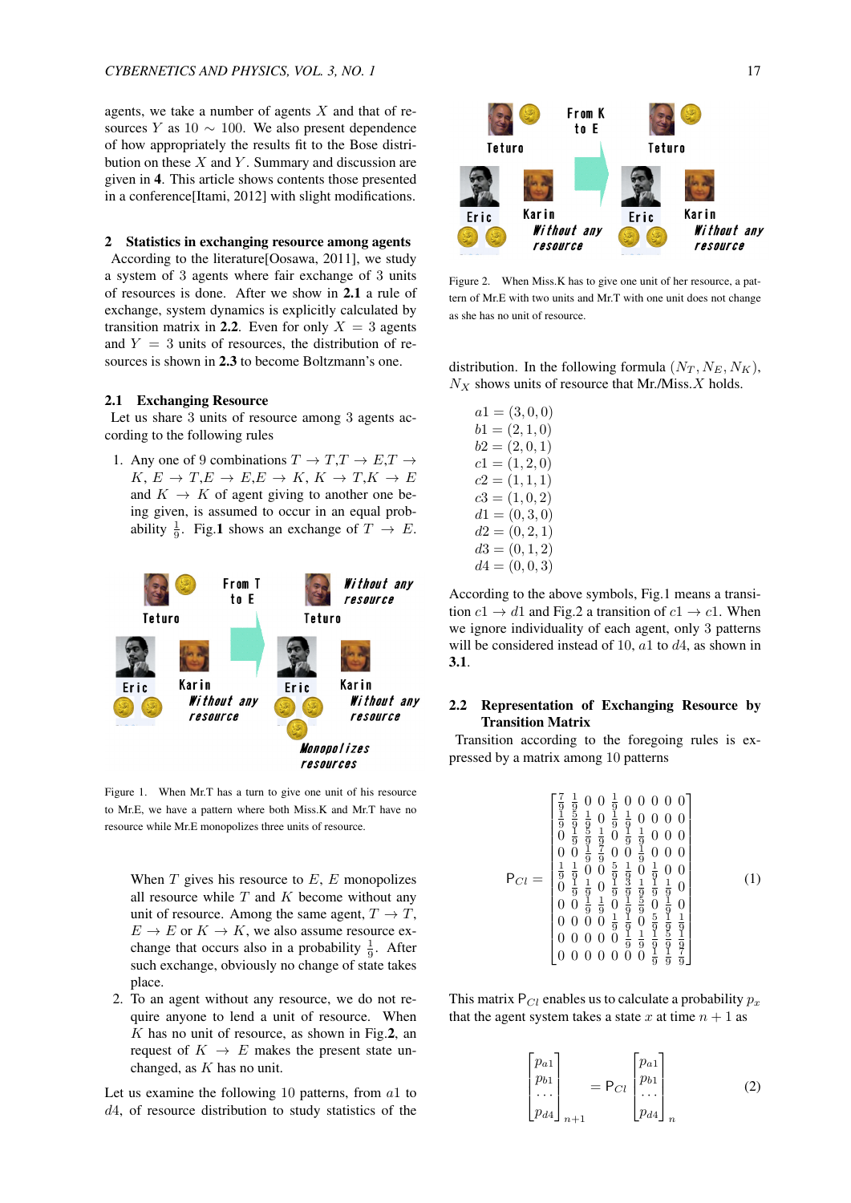agents, we take a number of agents $X$ and that of resources $Y$ as $10 \sim 100$. We also present dependence of how appropriately the results fit to the Bose distribution on these $X$ and $Y$. Summary and discussion are given in **4**. This article shows contents those presented in a conference[Itami, 2012] with slight modifications.

## 2 Statistics in exchanging resource among agents

According to the literature[Oosawa, 2011], we study a system of 3 agents where fair exchange of 3 units of resources is done. After we show in **2.1** a rule of exchange, system dynamics is explicitly calculated by transition matrix in **2.2**. Even for only $X = 3$ agents and $Y = 3$ units of resources, the distribution of resources is shown in **2.3** to become Boltzmann's one.

### 2.1 Exchanging Resource

Let us share 3 units of resource among 3 agents according to the following rules

1. Any one of 9 combinations $T \to T$,$T \to E$,$T \to K$, $E \to T$,$E \to E$,$E \to K$, $K \to T$,$K \to E$ and $K \to K$ of agent giving to another one being given, is assumed to occur in an equal probability $\frac{1}{9}$. Fig.**1** shows an exchange of $T \to E$.

Figure 1. When Mr.T has a turn to give one unit of his resource to Mr.E, we have a pattern where both Miss.K and Mr.T have no resource while Mr.E monopolizes three units of resource.

   When $T$ gives his resource to $E$, $E$ monopolizes all resource while $T$ and $K$ become without any unit of resource. Among the same agent, $T \to T$, $E \to E$ or $K \to K$, we also assume resource exchange that occurs also in a probability $\frac{1}{9}$. After such exchange, obviously no change of state takes place.

2. To an agent without any resource, we do not require anyone to lend a unit of resource. When $K$ has no unit of resource, as shown in Fig.**2**, an request of $K \to E$ makes the present state unchanged, as $K$ has no unit.

Figure 2. When Miss.K has to give one unit of her resource, a pattern of Mr.E with two units and Mr.T with one unit does not change as she has no unit of resource.

Let us examine the following 10 patterns, from $a1$ to $d4$, of resource distribution to study statistics of the distribution. In the following formula $(N_T, N_E, N_K)$, $N_X$ shows units of resource that Mr./Miss.$X$ holds.

$$
\begin{aligned}
a1 &= (3, 0, 0) \\
b1 &= (2, 1, 0) \\
b2 &= (2, 0, 1) \\
c1 &= (1, 2, 0) \\
c2 &= (1, 1, 1) \\
c3 &= (1, 0, 2) \\
d1 &= (0, 3, 0) \\
d2 &= (0, 2, 1) \\
d3 &= (0, 1, 2) \\
d4 &= (0, 0, 3)
\end{aligned}
$$

According to the above symbols, Fig.1 means a transition $c1 \to d1$ and Fig.2 a transition of $c1 \to c1$. When we ignore individuality of each agent, only 3 patterns will be considered instead of 10, $a1$ to $d4$, as shown in **3.1**.

### 2.2 Representation of Exchanging Resource by Transition Matrix

Transition according to the foregoing rules is expressed by a matrix among 10 patterns

$$
\mathsf{P}_{Cl} = \begin{bmatrix}
\frac{7}{9} & \frac{1}{9} & 0 & 0 & \frac{1}{9} & 0 & 0 & 0 & 0 & 0 \\
\frac{1}{9} & \frac{5}{9} & \frac{1}{9} & 0 & \frac{1}{9} & \frac{1}{9} & 0 & 0 & 0 & 0 \\
0 & \frac{1}{9} & \frac{5}{9} & \frac{1}{9} & 0 & \frac{1}{9} & \frac{1}{9} & 0 & 0 & 0 \\
0 & 0 & \frac{1}{9} & \frac{7}{9} & 0 & 0 & \frac{1}{9} & 0 & 0 & 0 \\
\frac{1}{9} & \frac{1}{9} & 0 & 0 & \frac{5}{9} & \frac{1}{9} & 0 & \frac{1}{9} & 0 & 0 \\
0 & \frac{1}{9} & \frac{1}{9} & 0 & \frac{1}{9} & \frac{3}{9} & \frac{1}{9} & \frac{1}{9} & \frac{1}{9} & 0 \\
0 & 0 & \frac{1}{9} & \frac{1}{9} & 0 & \frac{1}{9} & \frac{5}{9} & 0 & \frac{1}{9} & 0 \\
0 & 0 & 0 & 0 & \frac{1}{9} & \frac{1}{9} & 0 & \frac{5}{9} & \frac{1}{9} & \frac{1}{9} \\
0 & 0 & 0 & 0 & 0 & \frac{1}{9} & \frac{1}{9} & \frac{1}{9} & \frac{5}{9} & \frac{1}{9} \\
0 & 0 & 0 & 0 & 0 & 0 & 0 & \frac{1}{9} & \frac{1}{9} & \frac{7}{9}
\end{bmatrix} \tag{1}
$$

This matrix $\mathsf{P}_{Cl}$ enables us to calculate a probability $p_x$ that the agent system takes a state $x$ at time $n+1$ as

$$
\begin{bmatrix} p_{a1} \\ p_{b1} \\ \cdots \\ p_{d4} \end{bmatrix}_{n+1} = \mathsf{P}_{Cl} \begin{bmatrix} p_{a1} \\ p_{b1} \\ \cdots \\ p_{d4} \end{bmatrix}_{n} \tag{2}
$$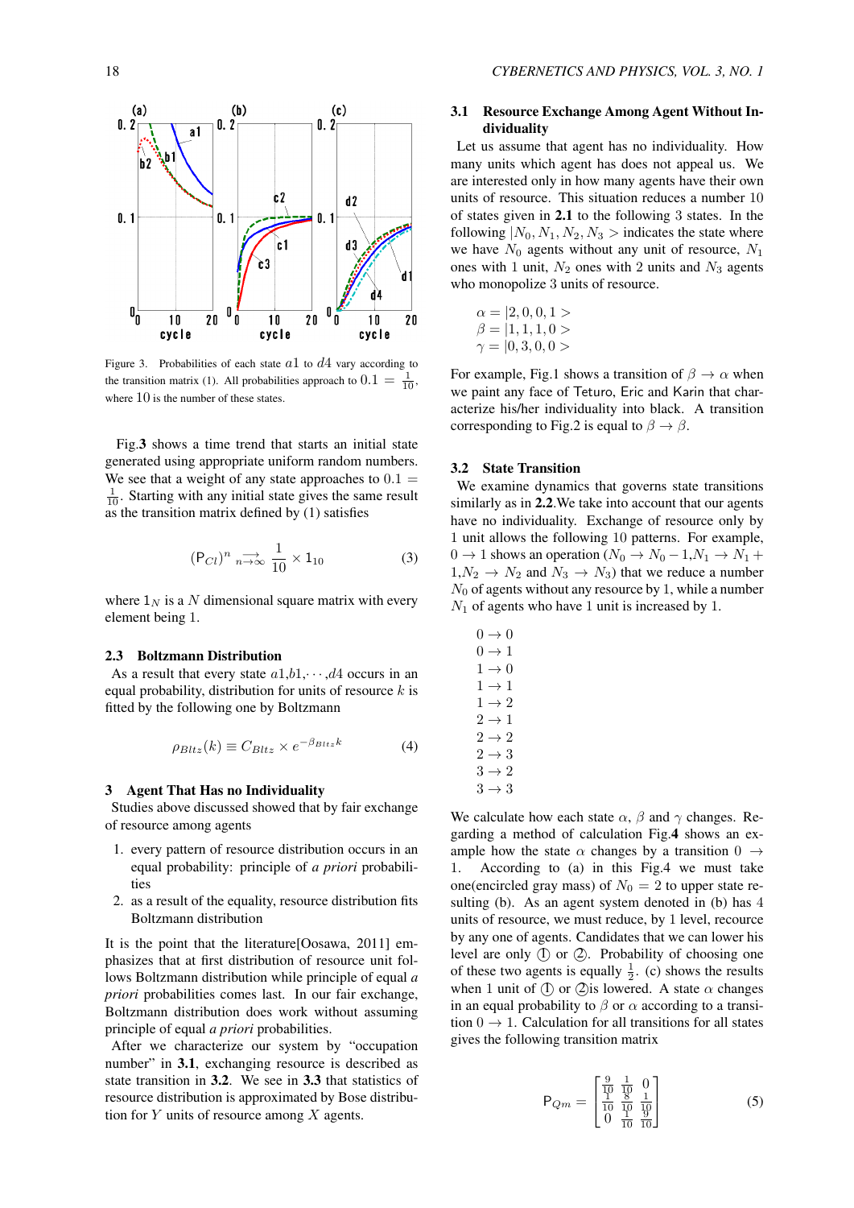Figure 3. Probabilities of each state $a1$ to $d4$ vary according to the transition matrix (1). All probabilities approach to $0.1 = \frac{1}{10}$, where 10 is the number of these states.

Fig.**3** shows a time trend that starts an initial state generated using appropriate uniform random numbers. We see that a weight of any state approaches to $0.1 = \frac{1}{10}$. Starting with any initial state gives the same result as the transition matrix defined by (1) satisfies

$$(\mathsf{P}_{Cl})^n \underset{n \to \infty}{\longrightarrow} \frac{1}{10} \times 1_{10} \tag{3}$$

where $1_N$ is a $N$ dimensional square matrix with every element being 1.

### 2.3 Boltzmann Distribution

As a result that every state $a1, b1, \cdots, d4$ occurs in an equal probability, distribution for units of resource $k$ is fitted by the following one by Boltzmann

$$\rho_{Bltz}(k) \equiv C_{Bltz} \times e^{-\beta_{Bltz} k} \tag{4}$$

## 3 Agent That Has no Individuality

Studies above discussed showed that by fair exchange of resource among agents

1. every pattern of resource distribution occurs in an equal probability: principle of *a priori* probabilities
2. as a result of the equality, resource distribution fits Boltzmann distribution

It is the point that the literature[Oosawa, 2011] emphasizes that at first distribution of resource unit follows Boltzmann distribution while principle of equal *a priori* probabilities comes last. In our fair exchange, Boltzmann distribution does work without assuming principle of equal *a priori* probabilities.

After we characterize our system by "occupation number" in **3.1**, exchanging resource is described as state transition in **3.2**. We see in **3.3** that statistics of resource distribution is approximated by Bose distribution for $Y$ units of resource among $X$ agents.

### 3.1 Resource Exchange Among Agent Without Individuality

Let us assume that agent has no individuality. How many units which agent has does not appeal us. We are interested only in how many agents have their own units of resource. This situation reduces a number 10 of states given in **2.1** to the following 3 states. In the following $|N_0, N_1, N_2, N_3>$ indicates the state where we have $N_0$ agents without any unit of resource, $N_1$ ones with 1 unit, $N_2$ ones with 2 units and $N_3$ agents who monopolize 3 units of resource.

$$\alpha = |2, 0, 0, 1>$$
$$\beta = |1, 1, 1, 0>$$
$$\gamma = |0, 3, 0, 0>$$

For example, Fig.1 shows a transition of $\beta \to \alpha$ when we paint any face of Teturo, Eric and Karin that characterize his/her individuality into black. A transition corresponding to Fig.2 is equal to $\beta \to \beta$.

### 3.2 State Transition

We examine dynamics that governs state transitions similarly as in **2.2**.We take into account that our agents have no individuality. Exchange of resource only by 1 unit allows the following 10 patterns. For example, $0 \to 1$ shows an operation ($N_0 \to N_0 - 1, N_1 \to N_1 + 1, N_2 \to N_2$ and $N_3 \to N_3$) that we reduce a number $N_0$ of agents without any resource by 1, while a number $N_1$ of agents who have 1 unit is increased by 1.

$$0 \to 0$$
$$0 \to 1$$
$$1 \to 0$$
$$1 \to 1$$
$$1 \to 2$$
$$2 \to 1$$
$$2 \to 2$$
$$2 \to 3$$
$$3 \to 2$$
$$3 \to 3$$

We calculate how each state $\alpha$, $\beta$ and $\gamma$ changes. Regarding a method of calculation Fig.**4** shows an example how the state $\alpha$ changes by a transition $0 \to 1$. According to (a) in this Fig.4 we must take one(encircled gray mass) of $N_0 = 2$ to upper state resulting (b). As an agent system denoted in (b) has 4 units of resource, we must reduce, by 1 level, recource by any one of agents. Candidates that we can lower his level are only ① or ②. Probability of choosing one of these two agents is equally $\frac{1}{2}$. (c) shows the results when 1 unit of ① or ②is lowered. A state $\alpha$ changes in an equal probability to $\beta$ or $\alpha$ according to a transition $0 \to 1$. Calculation for all transitions for all states gives the following transition matrix

$$\mathsf{P}_{Qm} = \begin{bmatrix} \frac{9}{10} & \frac{1}{10} & 0 \\ \frac{1}{10} & \frac{8}{10} & \frac{1}{10} \\ 0 & \frac{1}{10} & \frac{9}{10} \end{bmatrix} \tag{5}$$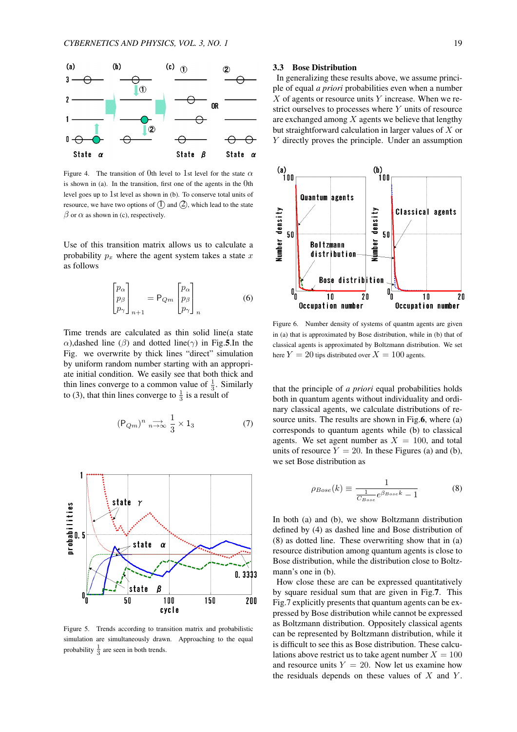Figure 4. The transition of 0th level to 1st level for the state $\alpha$ is shown in (a). In the transition, first one of the agents in the 0th level goes up to 1st level as shown in (b). To conserve total units of resource, we have two options of ① and ②, which lead to the state $\beta$ or $\alpha$ as shown in (c), respectively.

Use of this transition matrix allows us to calculate a probability $p_x$ where the agent system takes a state $x$ as follows

$$\begin{bmatrix} p_\alpha \\ p_\beta \\ p_\gamma \end{bmatrix}_{n+1} = \mathsf{P}_{Qm} \begin{bmatrix} p_\alpha \\ p_\beta \\ p_\gamma \end{bmatrix}_n \tag{6}$$

Time trends are calculated as thin solid line(a state $\alpha$),dashed line ($\beta$) and dotted line($\gamma$) in Fig.**5**.In the Fig. we overwrite by thick lines "direct" simulation by uniform random number starting with an appropriate initial condition. We easily see that both thick and thin lines converge to a common value of $\frac{1}{3}$. Similarly to (3), that thin lines converge to $\frac{1}{3}$ is a result of

$$(\mathsf{P}_{Qm})^n \underset{n\to\infty}{\longrightarrow} \frac{1}{3} \times 1_3 \tag{7}$$

Figure 5. Trends according to transition matrix and probabilistic simulation are simultaneously drawn. Approaching to the equal probability $\frac{1}{3}$ are seen in both trends.

### 3.3 Bose Distribution

In generalizing these results above, we assume principle of equal *a priori* probabilities even when a number $X$ of agents or resource units $Y$ increase. When we restrict ourselves to processes where $Y$ units of resource are exchanged among $X$ agents we believe that lengthy but straightforward calculation in larger values of $X$ or $Y$ directly proves the principle. Under an assumption

Figure 6. Number density of systems of quantm agents are given in (a) that is approximated by Bose distribution, while in (b) that of classical agents is approximated by Boltzmann distribution. We set here $Y = 20$ tips distributed over $X = 100$ agents.

that the principle of *a priori* equal probabilities holds both in quantum agents without individuality and ordinary classical agents, we calculate distributions of resource units. The results are shown in Fig.**6**, where (a) corresponds to quantum agents while (b) to classical agents. We set agent number as $X = 100$, and total units of resource $Y = 20$. In these Figures (a) and (b), we set Bose distribution as

$$\rho_{Bose}(k) \equiv \frac{1}{\frac{1}{C_{Bose}} e^{\beta_{Bose} k} - 1} \tag{8}$$

In both (a) and (b), we show Boltzmann distribution defined by (4) as dashed line and Bose distribution of (8) as dotted line. These overwriting show that in (a) resource distribution among quantum agents is close to Bose distribution, while the distribution close to Boltzmann's one in (b).

How close these are can be expressed quantitatively by square residual sum that are given in Fig.**7**. This Fig.7 explicitly presents that quantum agents can be expressed by Bose distribution while cannot be expressed as Boltzmann distribution. Oppositely classical agents can be represented by Boltzmann distribution, while it is difficult to see this as Bose distribution. These calculations above restrict us to take agent number $X = 100$ and resource units $Y = 20$. Now let us examine how the residuals depends on these values of $X$ and $Y$.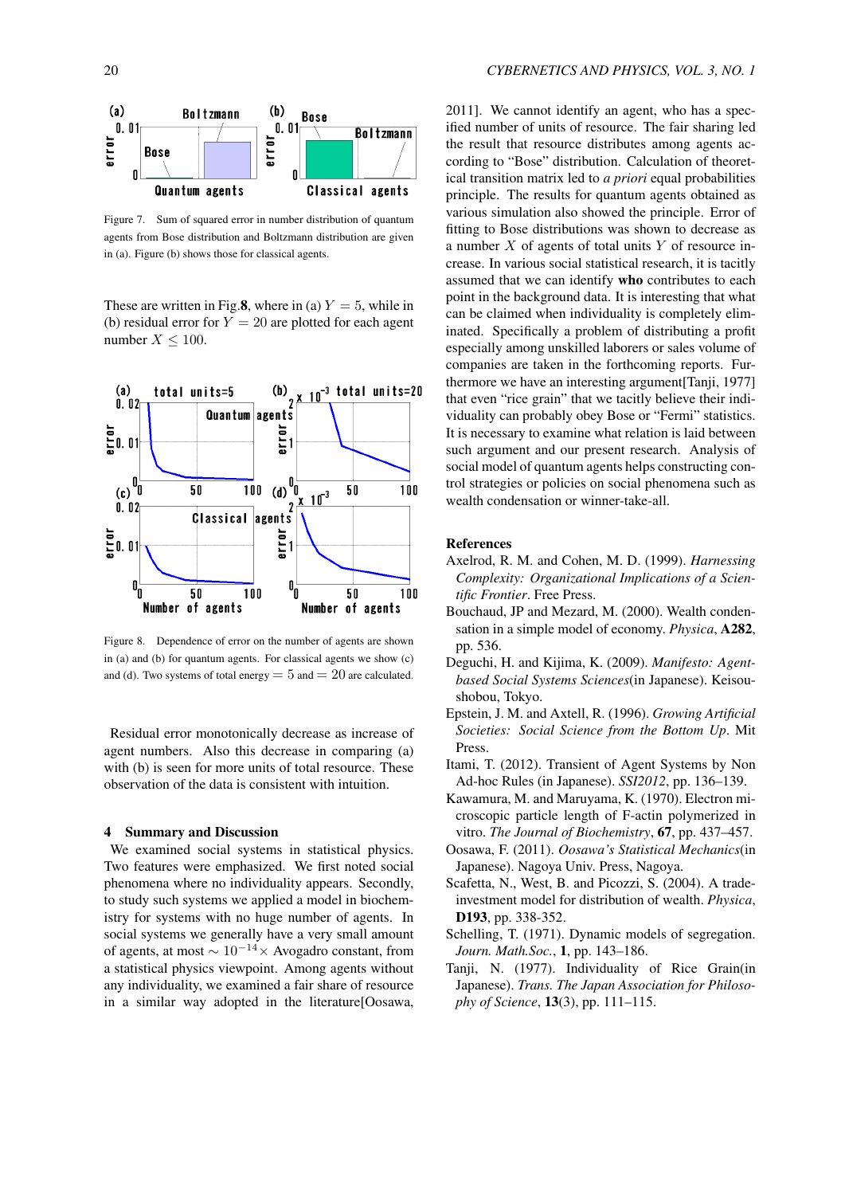(a)
Boltzmann
0.01
error
Bose
0
Quantum agents

(b)
Bose
0.01
error
Boltzmann
0
Classical agents

Figure 7. Sum of squared error in number distribution of quantum agents from Bose distribution and Boltzmann distribution are given in (a). Figure (b) shows those for classical agents.

These are written in Fig.**8**, where in (a) $Y = 5$, while in (b) residual error for $Y = 20$ are plotted for each agent number $X \leq 100$.

(a) total units=5
0.02
error
0.01
0
0 50 100

(b) x $10^{-3}$ total units=20
2
error
1
0
0 50 100

Quantum agents

(c)
0.02
error
0.01
0
0 50 100
Number of agents

(d) x $10^{-3}$
2
error
1
0
0 50 100
Number of agents

Classical agents

Figure 8. Dependence of error on the number of agents are shown in (a) and (b) for quantum agents. For classical agents we show (c) and (d). Two systems of total energy $= 5$ and $= 20$ are calculated.

Residual error monotonically decrease as increase of agent numbers. Also this decrease in comparing (a) with (b) is seen for more units of total resource. These observation of the data is consistent with intuition.

## 4 Summary and Discussion

We examined social systems in statistical physics. Two features were emphasized. We first noted social phenomena where no individuality appears. Secondly, to study such systems we applied a model in biochemistry for systems with no huge number of agents. In social systems we generally have a very small amount of agents, at most $\sim 10^{-14}\times$ Avogadro constant, from a statistical physics viewpoint. Among agents without any individuality, we examined a fair share of resource in a similar way adopted in the literature[Oosawa, 2011]. We cannot identify an agent, who has a specified number of units of resource. The fair sharing led the result that resource distributes among agents according to "Bose" distribution. Calculation of theoretical transition matrix led to *a priori* equal probabilities principle. The results for quantum agents obtained as various simulation also showed the principle. Error of fitting to Bose distributions was shown to decrease as a number $X$ of agents of total units $Y$ of resource increase. In various social statistical research, it is tacitly assumed that we can identify **who** contributes to each point in the background data. It is interesting that what can be claimed when individuality is completely eliminated. Specifically a problem of distributing a profit especially among unskilled laborers or sales volume of companies are taken in the forthcoming reports. Furthermore we have an interesting argument[Tanji, 1977] that even "rice grain" that we tacitly believe their individuality can probably obey Bose or "Fermi" statistics. It is necessary to examine what relation is laid between such argument and our present research. Analysis of social model of quantum agents helps constructing control strategies or policies on social phenomena such as wealth condensation or winner-take-all.

## References

Axelrod, R. M. and Cohen, M. D. (1999). *Harnessing Complexity: Organizational Implications of a Scientific Frontier*. Free Press.

Bouchaud, JP and Mezard, M. (2000). Wealth condensation in a simple model of economy. *Physica*, **A282**, pp. 536.

Deguchi, H. and Kijima, K. (2009). *Manifesto: Agent-based Social Systems Sciences*(in Japanese). Keisou-shobou, Tokyo.

Epstein, J. M. and Axtell, R. (1996). *Growing Artificial Societies: Social Science from the Bottom Up*. Mit Press.

Itami, T. (2012). Transient of Agent Systems by Non Ad-hoc Rules (in Japanese). *SSI2012*, pp. 136–139.

Kawamura, M. and Maruyama, K. (1970). Electron microscopic particle length of F-actin polymerized in vitro. *The Journal of Biochemistry*, **67**, pp. 437–457.

Oosawa, F. (2011). *Oosawa's Statistical Mechanics*(in Japanese). Nagoya Univ. Press, Nagoya.

Scafetta, N., West, B. and Picozzi, S. (2004). A trade-investment model for distribution of wealth. *Physica*, **D193**, pp. 338-352.

Schelling, T. (1971). Dynamic models of segregation. *Journ. Math.Soc.*, **1**, pp. 143–186.

Tanji, N. (1977). Individuality of Rice Grain(in Japanese). *Trans. The Japan Association for Philosophy of Science*, **13**(3), pp. 111–115.